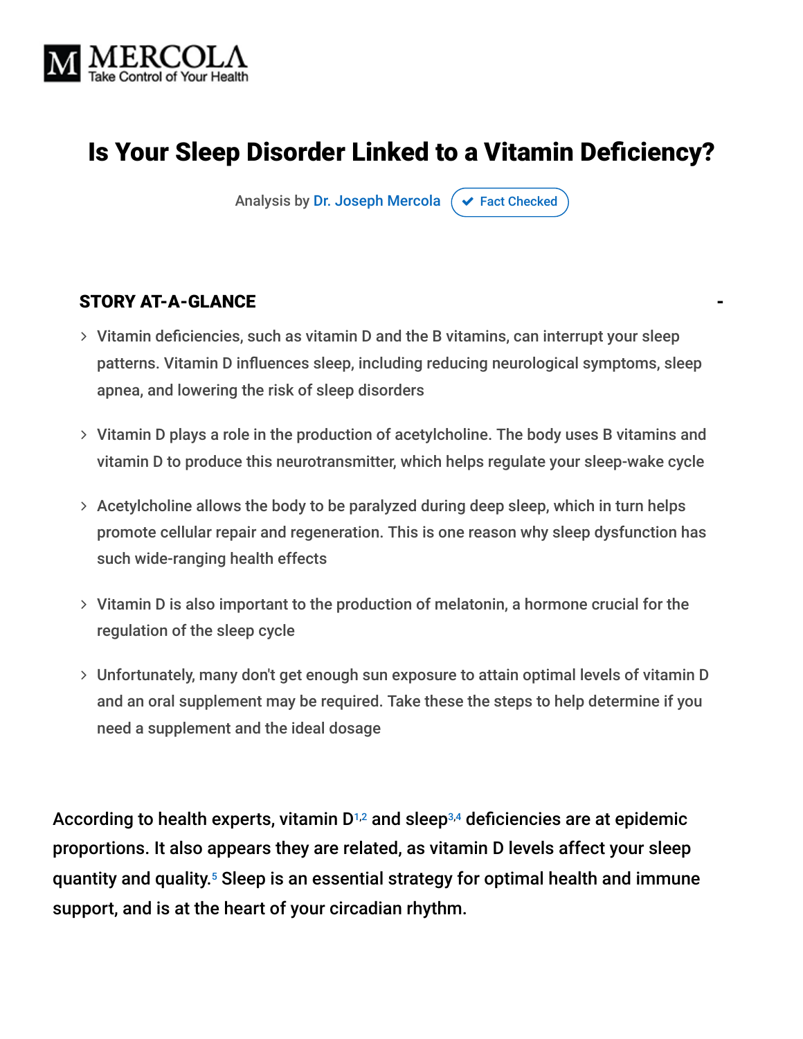# Is Your Sleep Disorder Linked to a Vitamin Deficiency?

Analysis by Dr. Joseph Mercola ✔ Fact Checked

## STORY AT-A-GLANCE

- Vitamin deficiencies, such as vitamin D and the B vitamins, can interrupt your sleep patterns. Vitamin D influences sleep, including reducing neurological symptoms, sleep apnea, and lowering the risk of sleep disorders
- Vitamin D plays a role in the production of acetylcholine. The body uses B vitamins and vitamin D to produce this neurotransmitter, which helps regulate your sleep-wake cycle
- Acetylcholine allows the body to be paralyzed during deep sleep, which in turn helps promote cellular repair and regeneration. This is one reason why sleep dysfunction has such wide-ranging health effects
- Vitamin D is also important to the production of melatonin, a hormone crucial for the regulation of the sleep cycle
- Unfortunately, many don't get enough sun exposure to attain optimal levels of vitamin D and an oral supplement may be required. Take these the steps to help determine if you need a supplement and the ideal dosage

According to health experts, vitamin D[1,2] and sleep[3,4] deficiencies are at epidemic proportions. It also appears they are related, as vitamin D levels affect your sleep quantity and quality.[5] Sleep is an essential strategy for optimal health and immune support, and is at the heart of your circadian rhythm.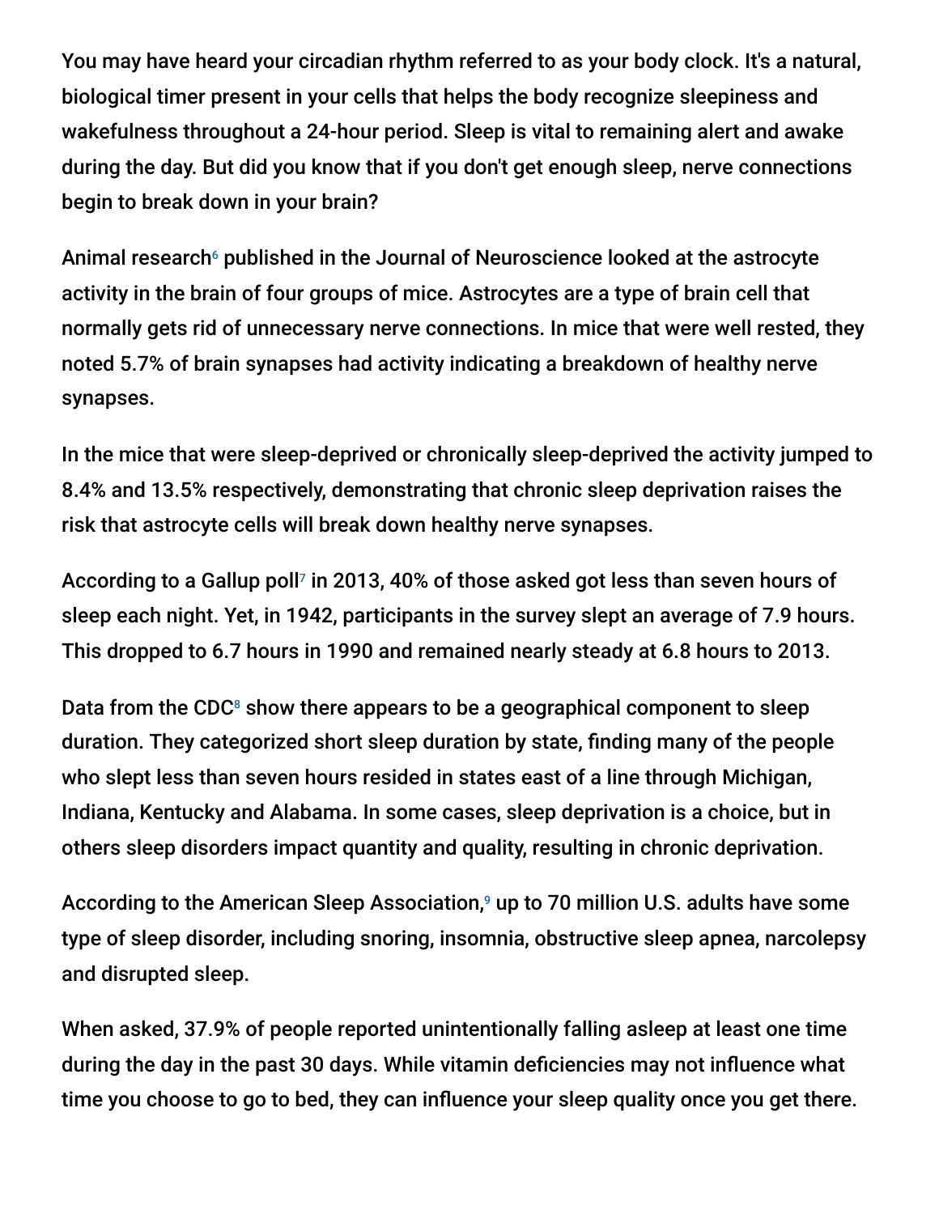You may have heard your circadian rhythm referred to as your body clock. It's a natural, biological timer present in your cells that helps the body recognize sleepiness and wakefulness throughout a 24-hour period. Sleep is vital to remaining alert and awake during the day. But did you know that if you don't get enough sleep, nerve connections begin to break down in your brain?

Animal research[6] published in the Journal of Neuroscience looked at the astrocyte activity in the brain of four groups of mice. Astrocytes are a type of brain cell that normally gets rid of unnecessary nerve connections. In mice that were well rested, they noted 5.7% of brain synapses had activity indicating a breakdown of healthy nerve synapses.

In the mice that were sleep-deprived or chronically sleep-deprived the activity jumped to 8.4% and 13.5% respectively, demonstrating that chronic sleep deprivation raises the risk that astrocyte cells will break down healthy nerve synapses.

According to a Gallup poll[7] in 2013, 40% of those asked got less than seven hours of sleep each night. Yet, in 1942, participants in the survey slept an average of 7.9 hours. This dropped to 6.7 hours in 1990 and remained nearly steady at 6.8 hours to 2013.

Data from the CDC[8] show there appears to be a geographical component to sleep duration. They categorized short sleep duration by state, finding many of the people who slept less than seven hours resided in states east of a line through Michigan, Indiana, Kentucky and Alabama. In some cases, sleep deprivation is a choice, but in others sleep disorders impact quantity and quality, resulting in chronic deprivation.

According to the American Sleep Association,[9] up to 70 million U.S. adults have some type of sleep disorder, including snoring, insomnia, obstructive sleep apnea, narcolepsy and disrupted sleep.

When asked, 37.9% of people reported unintentionally falling asleep at least one time during the day in the past 30 days. While vitamin deficiencies may not influence what time you choose to go to bed, they can influence your sleep quality once you get there.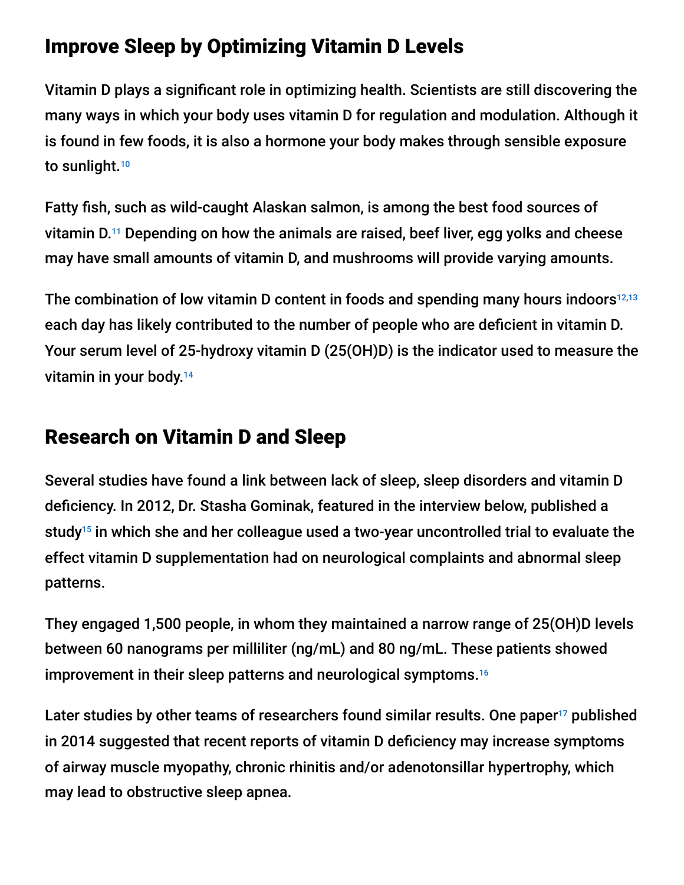## Improve Sleep by Optimizing Vitamin D Levels

Vitamin D plays a significant role in optimizing health. Scientists are still discovering the many ways in which your body uses vitamin D for regulation and modulation. Although it is found in few foods, it is also a hormone your body makes through sensible exposure to sunlight.[10]

Fatty fish, such as wild-caught Alaskan salmon, is among the best food sources of vitamin D.[11] Depending on how the animals are raised, beef liver, egg yolks and cheese may have small amounts of vitamin D, and mushrooms will provide varying amounts.

The combination of low vitamin D content in foods and spending many hours indoors[12,13] each day has likely contributed to the number of people who are deficient in vitamin D. Your serum level of 25-hydroxy vitamin D (25(OH)D) is the indicator used to measure the vitamin in your body.[14]

## Research on Vitamin D and Sleep

Several studies have found a link between lack of sleep, sleep disorders and vitamin D deficiency. In 2012, Dr. Stasha Gominak, featured in the interview below, published a study[15] in which she and her colleague used a two-year uncontrolled trial to evaluate the effect vitamin D supplementation had on neurological complaints and abnormal sleep patterns.

They engaged 1,500 people, in whom they maintained a narrow range of 25(OH)D levels between 60 nanograms per milliliter (ng/mL) and 80 ng/mL. These patients showed improvement in their sleep patterns and neurological symptoms.[16]

Later studies by other teams of researchers found similar results. One paper[17] published in 2014 suggested that recent reports of vitamin D deficiency may increase symptoms of airway muscle myopathy, chronic rhinitis and/or adenotonsillar hypertrophy, which may lead to obstructive sleep apnea.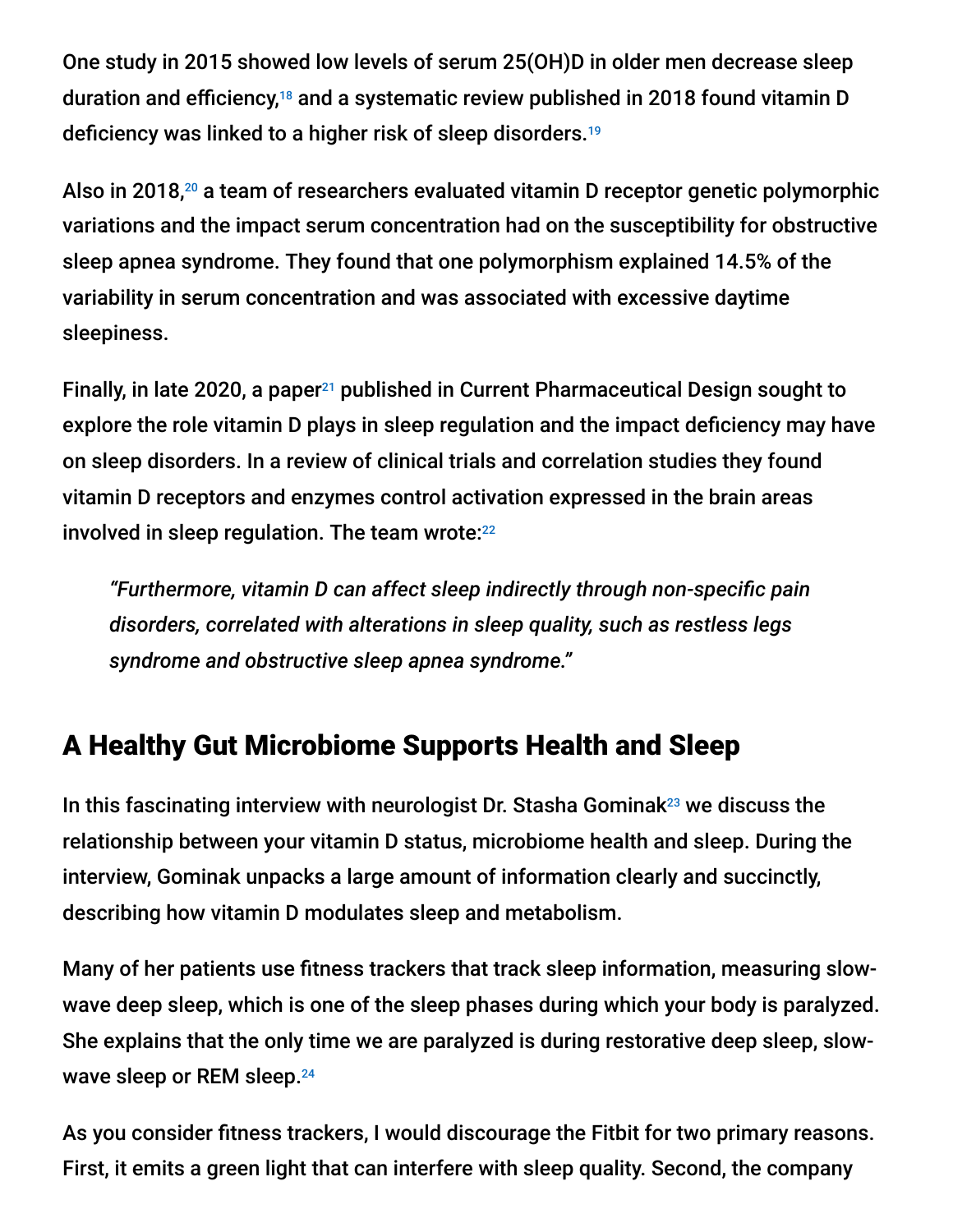One study in 2015 showed low levels of serum 25(OH)D in older men decrease sleep duration and efficiency,[18] and a systematic review published in 2018 found vitamin D deficiency was linked to a higher risk of sleep disorders.[19]

Also in 2018,[20] a team of researchers evaluated vitamin D receptor genetic polymorphic variations and the impact serum concentration had on the susceptibility for obstructive sleep apnea syndrome. They found that one polymorphism explained 14.5% of the variability in serum concentration and was associated with excessive daytime sleepiness.

Finally, in late 2020, a paper[21] published in Current Pharmaceutical Design sought to explore the role vitamin D plays in sleep regulation and the impact deficiency may have on sleep disorders. In a review of clinical trials and correlation studies they found vitamin D receptors and enzymes control activation expressed in the brain areas involved in sleep regulation. The team wrote:[22]

> *"Furthermore, vitamin D can affect sleep indirectly through non-specific pain disorders, correlated with alterations in sleep quality, such as restless legs syndrome and obstructive sleep apnea syndrome."*

## A Healthy Gut Microbiome Supports Health and Sleep

In this fascinating interview with neurologist Dr. Stasha Gominak[23] we discuss the relationship between your vitamin D status, microbiome health and sleep. During the interview, Gominak unpacks a large amount of information clearly and succinctly, describing how vitamin D modulates sleep and metabolism.

Many of her patients use fitness trackers that track sleep information, measuring slow-wave deep sleep, which is one of the sleep phases during which your body is paralyzed. She explains that the only time we are paralyzed is during restorative deep sleep, slow-wave sleep or REM sleep.[24]

As you consider fitness trackers, I would discourage the Fitbit for two primary reasons. First, it emits a green light that can interfere with sleep quality. Second, the company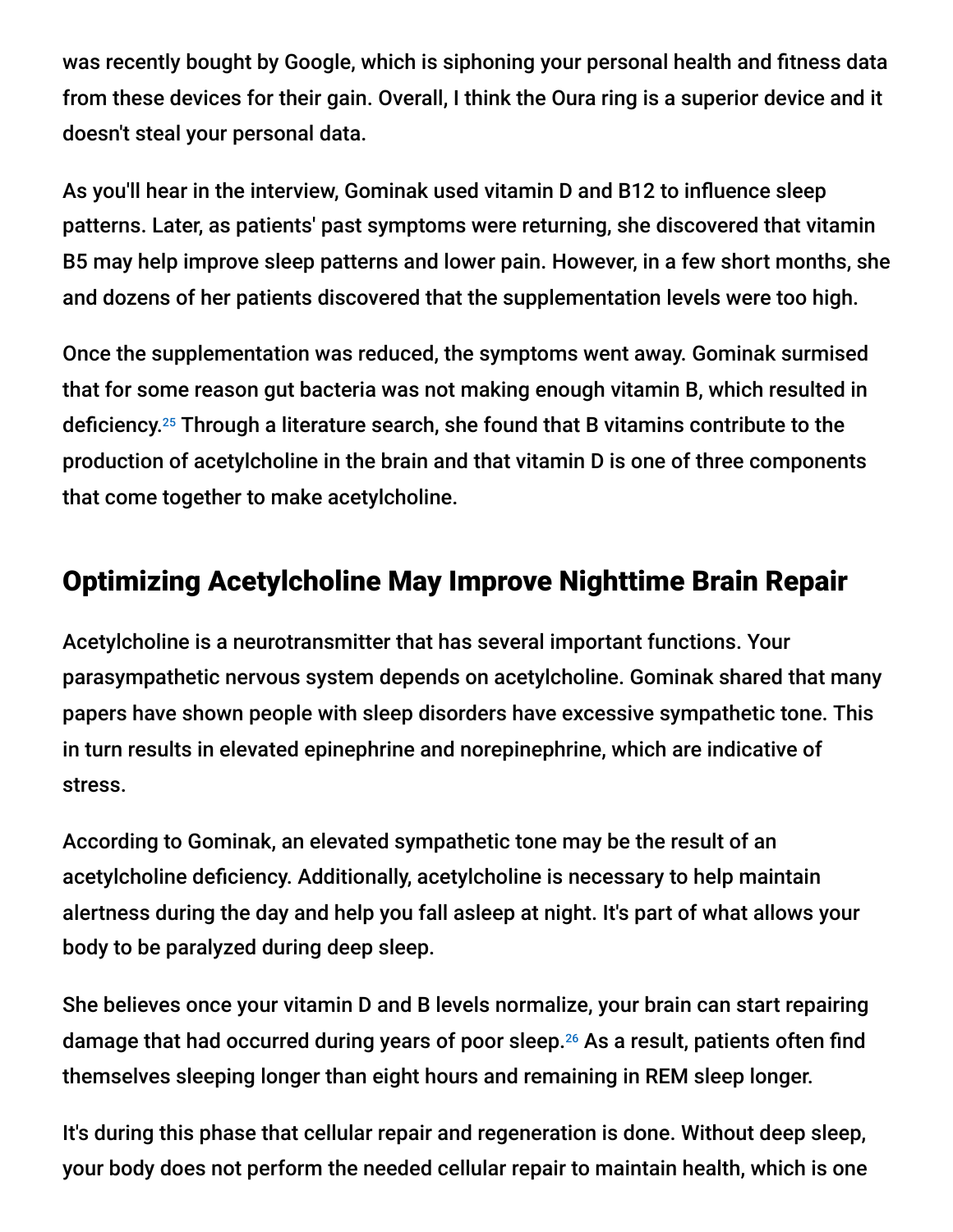was recently bought by Google, which is siphoning your personal health and fitness data from these devices for their gain. Overall, I think the Oura ring is a superior device and it doesn't steal your personal data.

As you'll hear in the interview, Gominak used vitamin D and B12 to influence sleep patterns. Later, as patients' past symptoms were returning, she discovered that vitamin B5 may help improve sleep patterns and lower pain. However, in a few short months, she and dozens of her patients discovered that the supplementation levels were too high.

Once the supplementation was reduced, the symptoms went away. Gominak surmised that for some reason gut bacteria was not making enough vitamin B, which resulted in deficiency.[25] Through a literature search, she found that B vitamins contribute to the production of acetylcholine in the brain and that vitamin D is one of three components that come together to make acetylcholine.

## Optimizing Acetylcholine May Improve Nighttime Brain Repair

Acetylcholine is a neurotransmitter that has several important functions. Your parasympathetic nervous system depends on acetylcholine. Gominak shared that many papers have shown people with sleep disorders have excessive sympathetic tone. This in turn results in elevated epinephrine and norepinephrine, which are indicative of stress.

According to Gominak, an elevated sympathetic tone may be the result of an acetylcholine deficiency. Additionally, acetylcholine is necessary to help maintain alertness during the day and help you fall asleep at night. It's part of what allows your body to be paralyzed during deep sleep.

She believes once your vitamin D and B levels normalize, your brain can start repairing damage that had occurred during years of poor sleep.[26] As a result, patients often find themselves sleeping longer than eight hours and remaining in REM sleep longer.

It's during this phase that cellular repair and regeneration is done. Without deep sleep, your body does not perform the needed cellular repair to maintain health, which is one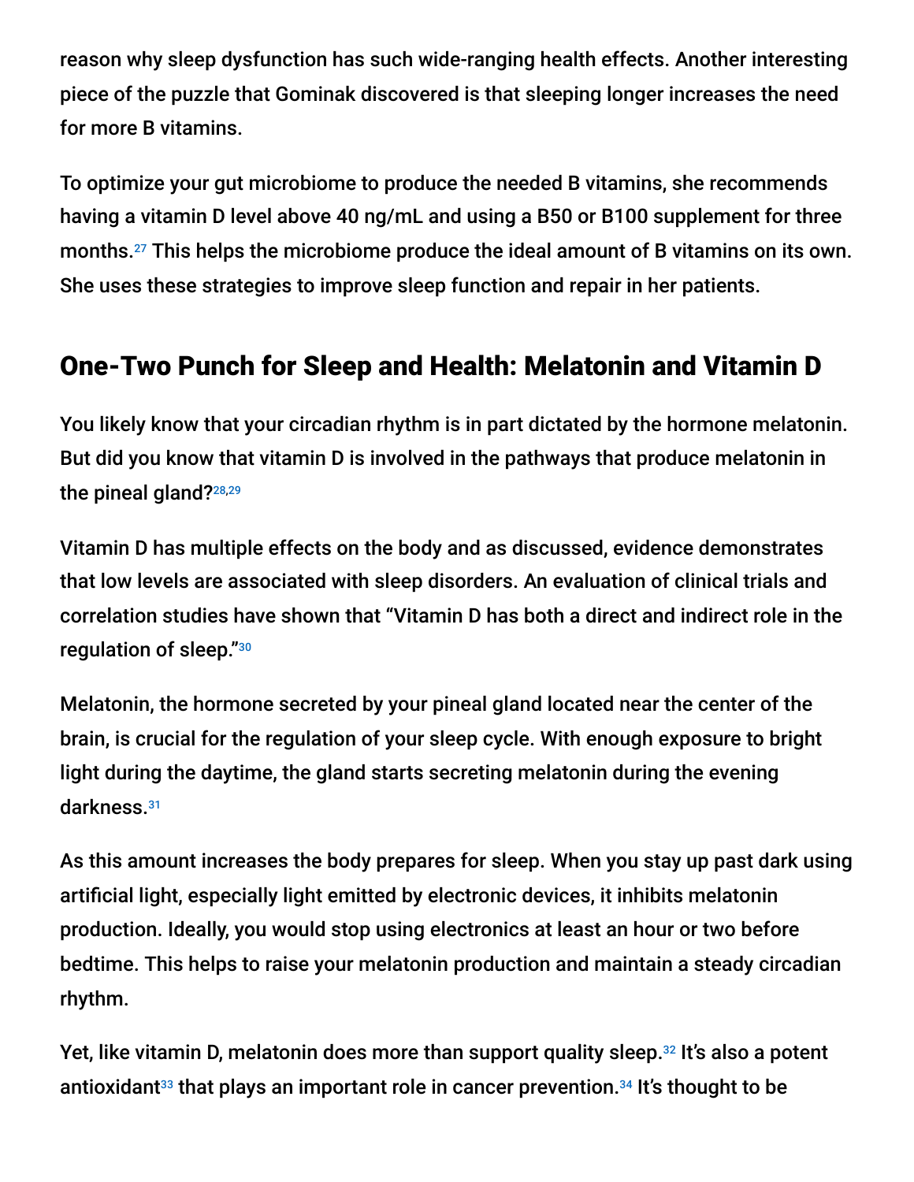reason why sleep dysfunction has such wide-ranging health effects. Another interesting piece of the puzzle that Gominak discovered is that sleeping longer increases the need for more B vitamins.

To optimize your gut microbiome to produce the needed B vitamins, she recommends having a vitamin D level above 40 ng/mL and using a B50 or B100 supplement for three months.[27] This helps the microbiome produce the ideal amount of B vitamins on its own. She uses these strategies to improve sleep function and repair in her patients.

## One-Two Punch for Sleep and Health: Melatonin and Vitamin D

You likely know that your circadian rhythm is in part dictated by the hormone melatonin. But did you know that vitamin D is involved in the pathways that produce melatonin in the pineal gland?[28,29]

Vitamin D has multiple effects on the body and as discussed, evidence demonstrates that low levels are associated with sleep disorders. An evaluation of clinical trials and correlation studies have shown that "Vitamin D has both a direct and indirect role in the regulation of sleep."[30]

Melatonin, the hormone secreted by your pineal gland located near the center of the brain, is crucial for the regulation of your sleep cycle. With enough exposure to bright light during the daytime, the gland starts secreting melatonin during the evening darkness.[31]

As this amount increases the body prepares for sleep. When you stay up past dark using artificial light, especially light emitted by electronic devices, it inhibits melatonin production. Ideally, you would stop using electronics at least an hour or two before bedtime. This helps to raise your melatonin production and maintain a steady circadian rhythm.

Yet, like vitamin D, melatonin does more than support quality sleep.[32] It's also a potent antioxidant[33] that plays an important role in cancer prevention.[34] It's thought to be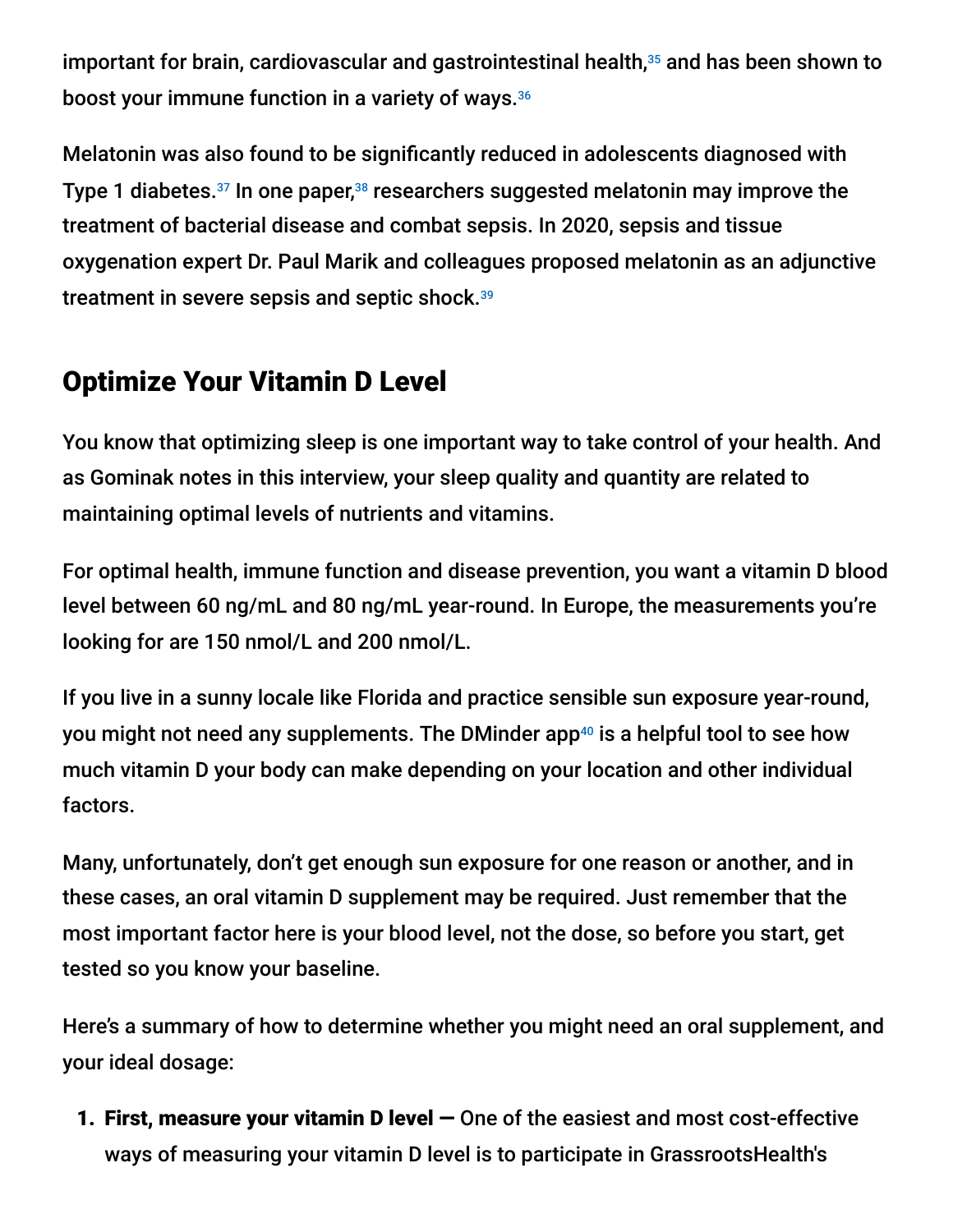important for brain, cardiovascular and gastrointestinal health,[35] and has been shown to boost your immune function in a variety of ways.[36]

Melatonin was also found to be significantly reduced in adolescents diagnosed with Type 1 diabetes.[37] In one paper,[38] researchers suggested melatonin may improve the treatment of bacterial disease and combat sepsis. In 2020, sepsis and tissue oxygenation expert Dr. Paul Marik and colleagues proposed melatonin as an adjunctive treatment in severe sepsis and septic shock.[39]

## Optimize Your Vitamin D Level

You know that optimizing sleep is one important way to take control of your health. And as Gominak notes in this interview, your sleep quality and quantity are related to maintaining optimal levels of nutrients and vitamins.

For optimal health, immune function and disease prevention, you want a vitamin D blood level between 60 ng/mL and 80 ng/mL year-round. In Europe, the measurements you're looking for are 150 nmol/L and 200 nmol/L.

If you live in a sunny locale like Florida and practice sensible sun exposure year-round, you might not need any supplements. The DMinder app[40] is a helpful tool to see how much vitamin D your body can make depending on your location and other individual factors.

Many, unfortunately, don't get enough sun exposure for one reason or another, and in these cases, an oral vitamin D supplement may be required. Just remember that the most important factor here is your blood level, not the dose, so before you start, get tested so you know your baseline.

Here's a summary of how to determine whether you might need an oral supplement, and your ideal dosage:

1. **First, measure your vitamin D level —** One of the easiest and most cost-effective ways of measuring your vitamin D level is to participate in GrassrootsHealth's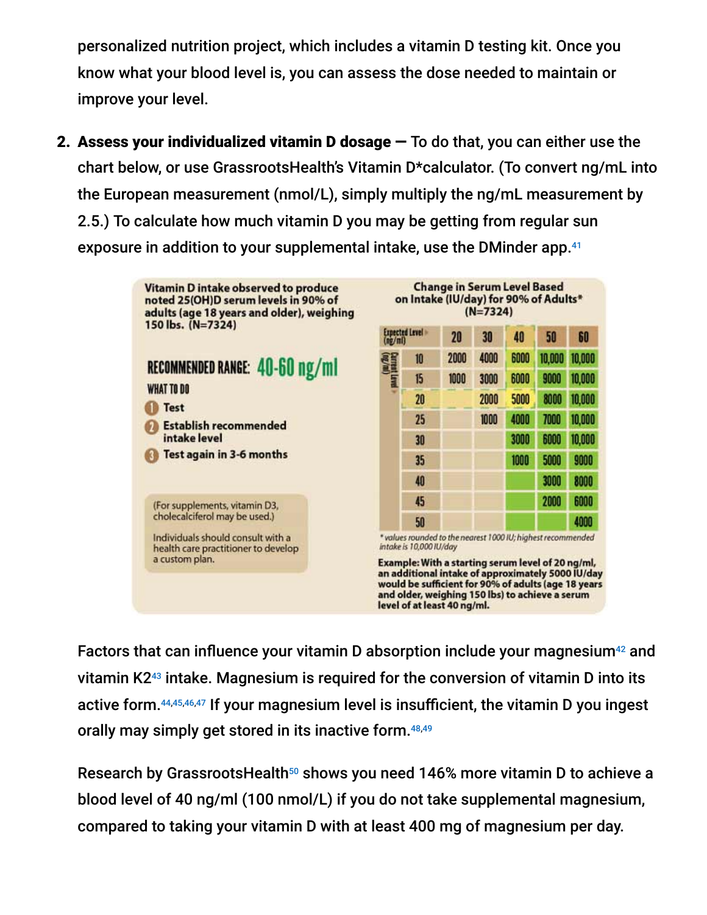personalized nutrition project, which includes a vitamin D testing kit. Once you know what your blood level is, you can assess the dose needed to maintain or improve your level.

2. **Assess your individualized vitamin D dosage —** To do that, you can either use the chart below, or use GrassrootsHealth's Vitamin D*calculator. (To convert ng/mL into the European measurement (nmol/L), simply multiply the ng/mL measurement by 2.5.) To calculate how much vitamin D you may be getting from regular sun exposure in addition to your supplemental intake, use the DMinder app.[41]

**Vitamin D intake observed to produce noted 25(OH)D serum levels in 90% of adults (age 18 years and older), weighing 150 lbs. (N=7324)**

**RECOMMENDED RANGE: 40-60 ng/ml**

**WHAT TO DO**

1. Test
2. Establish recommended intake level
3. Test again in 3-6 months

(For supplements, vitamin D3, cholecalciferol may be used.)

Individuals should consult with a health care practitioner to develop a custom plan.

**Change in Serum Level Based on Intake (IU/day) for 90% of Adults* (N=7324)**

| Current Level (ng/ml) \ Expected Level (ng/ml) | 20 | 30 | 40 | 50 | 60 |
|---|---|---|---|---|---|
| 10 | 2000 | 4000 | 6000 | 10,000 | 10,000 |
| 15 | 1000 | 3000 | 6000 | 9000 | 10,000 |
| 20 | | 2000 | 5000 | 8000 | 10,000 |
| 25 | | 1000 | 4000 | 7000 | 10,000 |
| 30 | | | 3000 | 6000 | 10,000 |
| 35 | | | 1000 | 5000 | 9000 |
| 40 | | | | 3000 | 8000 |
| 45 | | | | 2000 | 6000 |
| 50 | | | | | 4000 |

*\* values rounded to the nearest 1000 IU; highest recommended intake is 10,000 IU/day*

**Example: With a starting serum level of 20 ng/ml, an additional intake of approximately 5000 IU/day would be sufficient for 90% of adults (age 18 years and older, weighing 150 lbs) to achieve a serum level of at least 40 ng/ml.**

Factors that can influence your vitamin D absorption include your magnesium[42] and vitamin K2[43] intake. Magnesium is required for the conversion of vitamin D into its active form.[44,45,46,47] If your magnesium level is insufficient, the vitamin D you ingest orally may simply get stored in its inactive form.[48,49]

Research by GrassrootsHealth[50] shows you need 146% more vitamin D to achieve a blood level of 40 ng/ml (100 nmol/L) if you do not take supplemental magnesium, compared to taking your vitamin D with at least 400 mg of magnesium per day.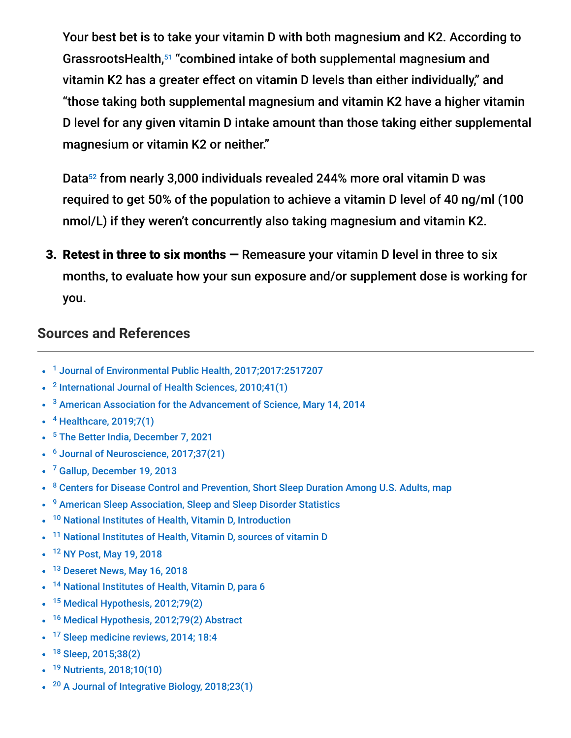Your best bet is to take your vitamin D with both magnesium and K2. According to GrassrootsHealth,[51] "combined intake of both supplemental magnesium and vitamin K2 has a greater effect on vitamin D levels than either individually," and "those taking both supplemental magnesium and vitamin K2 have a higher vitamin D level for any given vitamin D intake amount than those taking either supplemental magnesium or vitamin K2 or neither."

Data[52] from nearly 3,000 individuals revealed 244% more oral vitamin D was required to get 50% of the population to achieve a vitamin D level of 40 ng/ml (100 nmol/L) if they weren't concurrently also taking magnesium and vitamin K2.

3. **Retest in three to six months —** Remeasure your vitamin D level in three to six months, to evaluate how your sun exposure and/or supplement dose is working for you.

## Sources and References

- [1] Journal of Environmental Public Health, 2017;2017:2517207
- [2] International Journal of Health Sciences, 2010;41(1)
- [3] American Association for the Advancement of Science, Mary 14, 2014
- [4] Healthcare, 2019;7(1)
- [5] The Better India, December 7, 2021
- [6] Journal of Neuroscience, 2017;37(21)
- [7] Gallup, December 19, 2013
- [8] Centers for Disease Control and Prevention, Short Sleep Duration Among U.S. Adults, map
- [9] American Sleep Association, Sleep and Sleep Disorder Statistics
- [10] National Institutes of Health, Vitamin D, Introduction
- [11] National Institutes of Health, Vitamin D, sources of vitamin D
- [12] NY Post, May 19, 2018
- [13] Deseret News, May 16, 2018
- [14] National Institutes of Health, Vitamin D, para 6
- [15] Medical Hypothesis, 2012;79(2)
- [16] Medical Hypothesis, 2012;79(2) Abstract
- [17] Sleep medicine reviews, 2014; 18:4
- [18] Sleep, 2015;38(2)
- [19] Nutrients, 2018;10(10)
- [20] A Journal of Integrative Biology, 2018;23(1)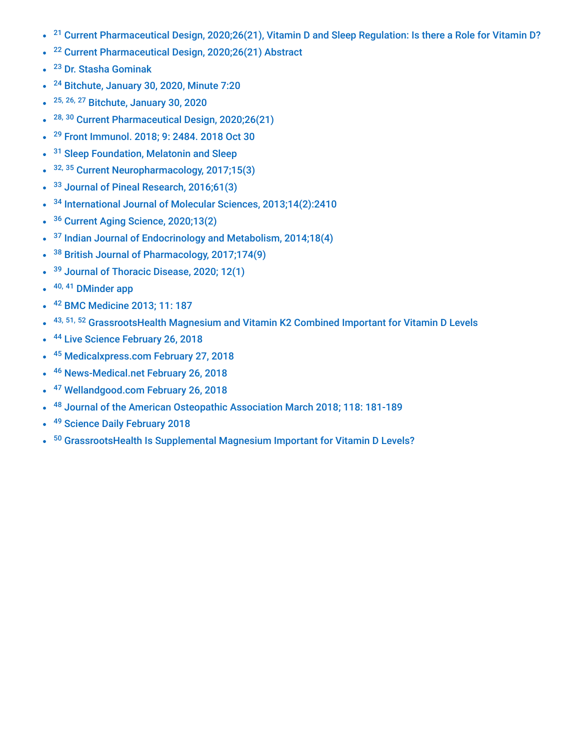- [21] Current Pharmaceutical Design, 2020;26(21), Vitamin D and Sleep Regulation: Is there a Role for Vitamin D?
- [22] Current Pharmaceutical Design, 2020;26(21) Abstract
- [23] Dr. Stasha Gominak
- [24] Bitchute, January 30, 2020, Minute 7:20
- [25, 26, 27] Bitchute, January 30, 2020
- [28, 30] Current Pharmaceutical Design, 2020;26(21)
- [29] Front Immunol. 2018; 9: 2484. 2018 Oct 30
- [31] Sleep Foundation, Melatonin and Sleep
- [32, 35] Current Neuropharmacology, 2017;15(3)
- [33] Journal of Pineal Research, 2016;61(3)
- [34] International Journal of Molecular Sciences, 2013;14(2):2410
- [36] Current Aging Science, 2020;13(2)
- [37] Indian Journal of Endocrinology and Metabolism, 2014;18(4)
- [38] British Journal of Pharmacology, 2017;174(9)
- [39] Journal of Thoracic Disease, 2020; 12(1)
- [40, 41] DMinder app
- [42] BMC Medicine 2013; 11: 187
- [43, 51, 52] GrassrootsHealth Magnesium and Vitamin K2 Combined Important for Vitamin D Levels
- [44] Live Science February 26, 2018
- [45] Medicalxpress.com February 27, 2018
- [46] News-Medical.net February 26, 2018
- [47] Wellandgood.com February 26, 2018
- [48] Journal of the American Osteopathic Association March 2018; 118: 181-189
- [49] Science Daily February 2018
- [50] GrassrootsHealth Is Supplemental Magnesium Important for Vitamin D Levels?